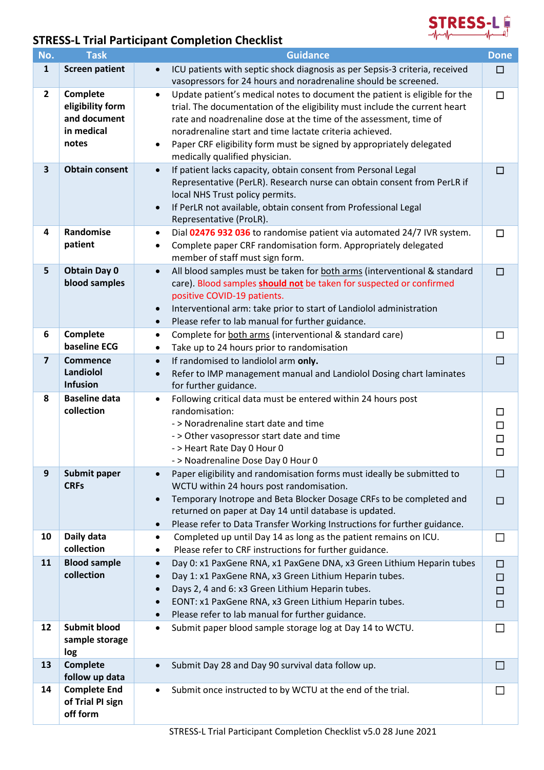# STRESS-L Trial Participant Completion Checklist

| No. | Task | Guidance | Done |
|---|---|---|---|
| 1 | **Screen patient** | • ICU patients with septic shock diagnosis as per Sepsis-3 criteria, received vasopressors for 24 hours and noradrenaline should be screened. | ☐ |
| 2 | **Complete eligibility form and document in medical notes** | • Update patient's medical notes to document the patient is eligible for the trial. The documentation of the eligibility must include the current heart rate and noradrenaline dose at the time of the assessment, time of noradrenaline start and time lactate criteria achieved.<br>• Paper CRF eligibility form must be signed by appropriately delegated medically qualified physician. | ☐ |
| 3 | **Obtain consent** | • If patient lacks capacity, obtain consent from Personal Legal Representative (PerLR). Research nurse can obtain consent from PerLR if local NHS Trust policy permits.<br>• If PerLR not available, obtain consent from Professional Legal Representative (ProLR). | ☐ |
| 4 | **Randomise patient** | • Dial 02476 932 036 to randomise patient via automated 24/7 IVR system.<br>• Complete paper CRF randomisation form. Appropriately delegated member of staff must sign form. | ☐ |
| 5 | **Obtain Day 0 blood samples** | • All blood samples must be taken for both arms (interventional & standard care). Blood samples **should not** be taken for suspected or confirmed positive COVID-19 patients.<br>• Interventional arm: take prior to start of Landiolol administration<br>• Please refer to lab manual for further guidance. | ☐ |
| 6 | **Complete baseline ECG** | • Complete for both arms (interventional & standard care)<br>• Take up to 24 hours prior to randomisation | ☐ |
| 7 | **Commence Landiolol Infusion** | • If randomised to landiolol arm **only.**<br>• Refer to IMP management manual and Landiolol Dosing chart laminates for further guidance. | ☐ |
| 8 | **Baseline data collection** | • Following critical data must be entered within 24 hours post randomisation:<br>- > Noradrenaline start date and time<br>- > Other vasopressor start date and time<br>- > Heart Rate Day 0 Hour 0<br>- > Noadrenaline Dose Day 0 Hour 0 | ☐<br>☐<br>☐<br>☐ |
| 9 | **Submit paper CRFs** | • Paper eligibility and randomisation forms must ideally be submitted to WCTU within 24 hours post randomisation.<br>• Temporary Inotrope and Beta Blocker Dosage CRFs to be completed and returned on paper at Day 14 until database is updated.<br>• Please refer to Data Transfer Working Instructions for further guidance. | ☐<br>☐ |
| 10 | **Daily data collection** | • Completed up until Day 14 as long as the patient remains on ICU.<br>• Please refer to CRF instructions for further guidance. | ☐ |
| 11 | **Blood sample collection** | • Day 0: x1 PaxGene RNA, x1 PaxGene DNA, x3 Green Lithium Heparin tubes<br>• Day 1: x1 PaxGene RNA, x3 Green Lithium Heparin tubes.<br>• Days 2, 4 and 6: x3 Green Lithium Heparin tubes.<br>• EONT: x1 PaxGene RNA, x3 Green Lithium Heparin tubes.<br>• Please refer to lab manual for further guidance. | ☐<br>☐<br>☐<br>☐ |
| 12 | **Submit blood sample storage log** | • Submit paper blood sample storage log at Day 14 to WCTU. | ☐ |
| 13 | **Complete follow up data** | • Submit Day 28 and Day 90 survival data follow up. | ☐ |
| 14 | **Complete End of Trial PI sign off form** | • Submit once instructed to by WCTU at the end of the trial. | ☐ |

STRESS-L Trial Participant Completion Checklist v5.0 28 June 2021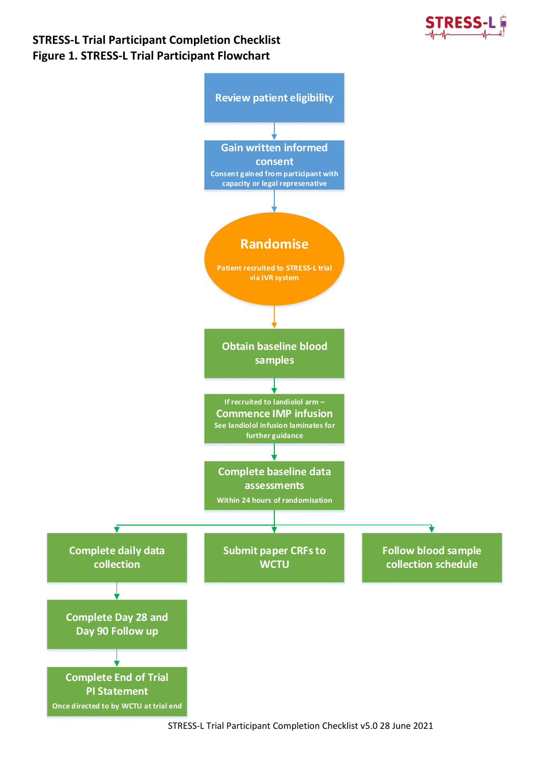## STRESS-L Trial Participant Completion Checklist

## Figure 1. STRESS-L Trial Participant Flowchart

Review patient eligibility

Gain written informed consent
Consent gained from participant with capacity or legal represenative

Randomise
Patient recruited to STRESS-L trial via IVR system

Obtain baseline blood samples

If recruited to landiolol arm –
Commence IMP infusion
See landiolol infusion laminates for further guidance

Complete baseline data assessments
Within 24 hours of randomisation

Complete daily data collection

Submit paper CRFs to WCTU

Follow blood sample collection schedule

Complete Day 28 and Day 90 Follow up

Complete End of Trial PI Statement
Once directed to by WCTU at trial end

STRESS-L Trial Participant Completion Checklist v5.0 28 June 2021